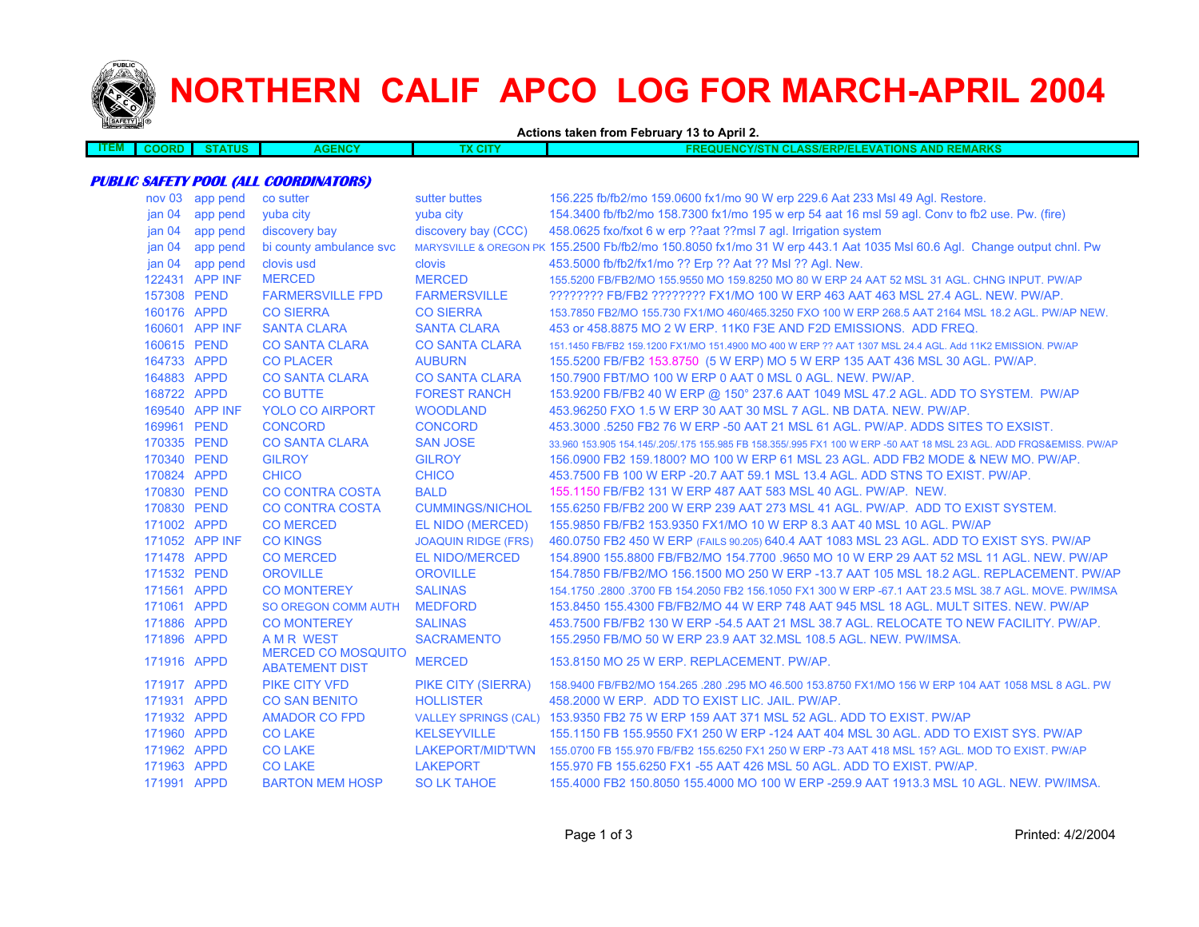# NORTHERN CALIF APCO LOG FOR MARCH-APRIL 2004

**Actions taken from February 13 to April 2.**

| ITEM | COORD | STATUS | AGENCY | TX CITY | FREQUENCY/STN CLASS/ERP/ELEVATIONS AND REMARKS |
|---|---|---|---|---|---|

***PUBLIC SAFETY POOL (ALL COORDINATORS)***

| ITEM | COORD | STATUS | AGENCY | TX CITY | FREQUENCY/STN CLASS/ERP/ELEVATIONS AND REMARKS |
|---|---|---|---|---|---|
| | nov 03 | app pend | co sutter | sutter buttes | 156.225 fb/fb2/mo 159.0600 fx1/mo 90 W erp 229.6 Aat 233 Msl 49 Agl. Restore. |
| | jan 04 | app pend | yuba city | yuba city | 154.3400 fb/fb2/mo 158.7300 fx1/mo 195 w erp 54 aat 16 msl 59 agl. Conv to fb2 use. Pw. (fire) |
| | jan 04 | app pend | discovery bay | discovery bay (CCC) | 458.0625 fxo/fxot 6 w erp ??aat ??msl 7 agl. Irrigation system |
| | jan 04 | app pend | bi county ambulance svc | MARYSVILLE & OREGON PK | 155.2500 Fb/fb2/mo 150.8050 fx1/mo 31 W erp 443.1 Aat 1035 Msl 60.6 Agl. Change output chnl. Pw |
| | jan 04 | app pend | clovis usd | clovis | 453.5000 fb/fb2/fx1/mo ?? Erp ?? Aat ?? Msl ?? Agl. New. |
| | 122431 | APP INF | MERCED | MERCED | 155.5200 FB/FB2/MO 155.9550 MO 159.8250 MO 80 W ERP 24 AAT 52 MSL 31 AGL. CHNG INPUT. PW/AP |
| | 157308 | PEND | FARMERSVILLE FPD | FARMERSVILLE | ???????? FB/FB2 ???????? FX1/MO 100 W ERP 463 AAT 463 MSL 27.4 AGL. NEW. PW/AP. |
| | 160176 | APPD | CO SIERRA | CO SIERRA | 153.7850 FB2/MO 155.730 FX1/MO 460/465.3250 FXO 100 W ERP 268.5 AAT 2164 MSL 18.2 AGL. PW/AP NEW. |
| | 160601 | APP INF | SANTA CLARA | SANTA CLARA | 453 or 458.8875 MO 2 W ERP. 11K0 F3E AND F2D EMISSIONS. ADD FREQ. |
| | 160615 | PEND | CO SANTA CLARA | CO SANTA CLARA | 151.1450 FB/FB2 159.1200 FX1/MO 151.4900 MO 400 W ERP ?? AAT 1307 MSL 24.4 AGL. Add 11K2 EMISSION. PW/AP |
| | 164733 | APPD | CO PLACER | AUBURN | 155.5200 FB/FB2 153.8750 (5 W ERP) MO 5 W ERP 135 AAT 436 MSL 30 AGL. PW/AP. |
| | 164883 | APPD | CO SANTA CLARA | CO SANTA CLARA | 150.7900 FBT/MO 100 W ERP 0 AAT 0 MSL 0 AGL. NEW. PW/AP. |
| | 168722 | APPD | CO BUTTE | FOREST RANCH | 153.9200 FB/FB2 40 W ERP @ 150° 237.6 AAT 1049 MSL 47.2 AGL. ADD TO SYSTEM. PW/AP |
| | 169540 | APP INF | YOLO CO AIRPORT | WOODLAND | 453.96250 FXO 1.5 W ERP 30 AAT 30 MSL 7 AGL. NB DATA. NEW. PW/AP. |
| | 169961 | PEND | CONCORD | CONCORD | 453.3000 .5250 FB2 76 W ERP -50 AAT 21 MSL 61 AGL. PW/AP. ADDS SITES TO EXSIST. |
| | 170335 | PEND | CO SANTA CLARA | SAN JOSE | 33.960 153.905 154.145/.205/.175 155.985 FB 158.355/.995 FX1 100 W ERP -50 AAT 18 MSL 23 AGL. ADD FRQS&EMISS. PW/AP |
| | 170340 | PEND | GILROY | GILROY | 156.0900 FB2 159.1800? MO 100 W ERP 61 MSL 23 AGL. ADD FB2 MODE & NEW MO. PW/AP. |
| | 170824 | APPD | CHICO | CHICO | 453.7500 FB 100 W ERP -20.7 AAT 59.1 MSL 13.4 AGL. ADD STNS TO EXIST. PW/AP. |
| | 170830 | PEND | CO CONTRA COSTA | BALD | 155.1150 FB/FB2 131 W ERP 487 AAT 583 MSL 40 AGL. PW/AP. NEW. |
| | 170830 | PEND | CO CONTRA COSTA | CUMMINGS/NICHOL | 155.6250 FB/FB2 200 W ERP 239 AAT 273 MSL 41 AGL. PW/AP. ADD TO EXIST SYSTEM. |
| | 171002 | APPD | CO MERCED | EL NIDO (MERCED) | 155.9850 FB/FB2 153.9350 FX1/MO 10 W ERP 8.3 AAT 40 MSL 10 AGL. PW/AP |
| | 171052 | APP INF | CO KINGS | JOAQUIN RIDGE (FRS) | 460.0750 FB2 450 W ERP (FAILS 90.205) 640.4 AAT 1083 MSL 23 AGL. ADD TO EXIST SYS. PW/AP |
| | 171478 | APPD | CO MERCED | EL NIDO/MERCED | 154.8900 155.8800 FB/FB2/MO 154.7700 .9650 MO 10 W ERP 29 AAT 52 MSL 11 AGL. NEW. PW/AP |
| | 171532 | PEND | OROVILLE | OROVILLE | 154.7850 FB/FB2/MO 156.1500 MO 250 W ERP -13.7 AAT 105 MSL 18.2 AGL. REPLACEMENT. PW/AP |
| | 171561 | APPD | CO MONTEREY | SALINAS | 154.1750 .2800 .3700 FB 154.2050 FB2 156.1050 FX1 300 W ERP -67.1 AAT 23.5 MSL 38.7 AGL. MOVE. PW/IMSA |
| | 171061 | APPD | SO OREGON COMM AUTH | MEDFORD | 153.8450 155.4300 FB/FB2/MO 44 W ERP 748 AAT 945 MSL 18 AGL. MULT SITES. NEW. PW/AP |
| | 171886 | APPD | CO MONTEREY | SALINAS | 453.7500 FB/FB2 130 W ERP -54.5 AAT 21 MSL 38.7 AGL. RELOCATE TO NEW FACILITY. PW/AP. |
| | 171896 | APPD | A M R WEST | SACRAMENTO | 155.2950 FB/MO 50 W ERP 23.9 AAT 32.MSL 108.5 AGL. NEW. PW/IMSA. |
| | 171916 | APPD | MERCED CO MOSQUITO ABATEMENT DIST | MERCED | 153.8150 MO 25 W ERP. REPLACEMENT. PW/AP. |
| | 171917 | APPD | PIKE CITY VFD | PIKE CITY (SIERRA) | 158.9400 FB/FB2/MO 154.265 .280 .295 MO 46.500 153.8750 FX1/MO 156 W ERP 104 AAT 1058 MSL 8 AGL. PW |
| | 171931 | APPD | CO SAN BENITO | HOLLISTER | 458.2000 W ERP. ADD TO EXIST LIC. JAIL. PW/AP. |
| | 171932 | APPD | AMADOR CO FPD | VALLEY SPRINGS (CAL) | 153.9350 FB2 75 W ERP 159 AAT 371 MSL 52 AGL. ADD TO EXIST. PW/AP |
| | 171960 | APPD | CO LAKE | KELSEYVILLE | 155.1150 FB 155.9550 FX1 250 W ERP -124 AAT 404 MSL 30 AGL. ADD TO EXIST SYS. PW/AP |
| | 171962 | APPD | CO LAKE | LAKEPORT/MID'TWN | 155.0700 FB 155.970 FB/FB2 155.6250 FX1 250 W ERP -73 AAT 418 MSL 15? AGL. MOD TO EXIST. PW/AP |
| | 171963 | APPD | CO LAKE | LAKEPORT | 155.970 FB 155.6250 FX1 -55 AAT 426 MSL 50 AGL. ADD TO EXIST. PW/AP. |
| | 171991 | APPD | BARTON MEM HOSP | SO LK TAHOE | 155.4000 FB2 150.8050 155.4000 MO 100 W ERP -259.9 AAT 1913.3 MSL 10 AGL. NEW. PW/IMSA. |

Printed: 4/2/2004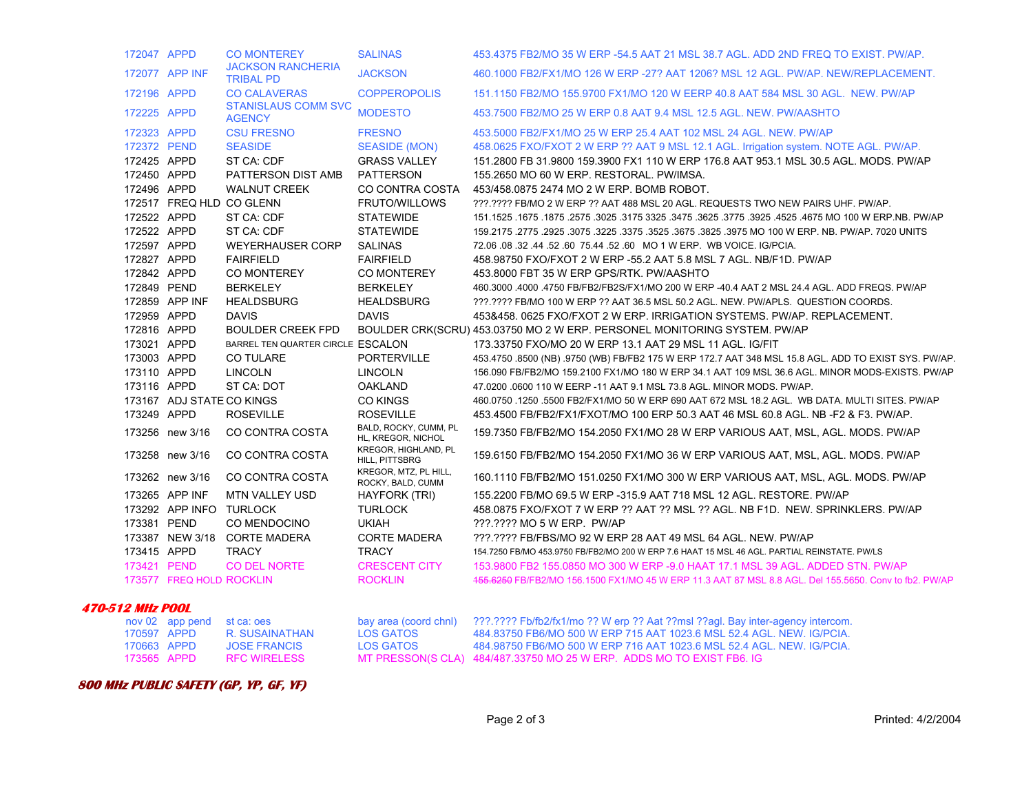| | | | | |
|---|---|---|---|---|
| 172047 | APPD | CO MONTEREY | SALINAS | 453.4375 FB2/MO 35 W ERP -54.5 AAT 21 MSL 38.7 AGL. ADD 2ND FREQ TO EXIST. PW/AP. |
| 172077 | APP INF | JACKSON RANCHERIA TRIBAL PD | JACKSON | 460.1000 FB2/FX1/MO 126 W ERP -27? AAT 1206? MSL 12 AGL. PW/AP. NEW/REPLACEMENT. |
| 172196 | APPD | CO CALAVERAS | COPPEROPOLIS | 151.1150 FB2/MO 155.9700 FX1/MO 120 W EERP 40.8 AAT 584 MSL 30 AGL. NEW. PW/AP |
| 172225 | APPD | STANISLAUS COMM SVC AGENCY | MODESTO | 453.7500 FB2/MO 25 W ERP 0.8 AAT 9.4 MSL 12.5 AGL. NEW. PW/AASHTO |
| 172323 | APPD | CSU FRESNO | FRESNO | 453.5000 FB2/FX1/MO 25 W ERP 25.4 AAT 102 MSL 24 AGL. NEW. PW/AP |
| 172372 | PEND | SEASIDE | SEASIDE (MON) | 458.0625 FXO/FXOT 2 W ERP ?? AAT 9 MSL 12.1 AGL. Irrigation system. NOTE AGL. PW/AP. |
| 172425 | APPD | ST CA: CDF | GRASS VALLEY | 151.2800 FB 31.9800 159.3900 FX1 110 W ERP 176.8 AAT 953.1 MSL 30.5 AGL. MODS. PW/AP |
| 172450 | APPD | PATTERSON DIST AMB | PATTERSON | 155.2650 MO 60 W ERP. RESTORAL. PW/IMSA. |
| 172496 | APPD | WALNUT CREEK | CO CONTRA COSTA | 453/458.0875 2474 MO 2 W ERP. BOMB ROBOT. |
| 172517 | FREQ HLD | CO GLENN | FRUTO/WILLOWS | ???.???? FB/MO 2 W ERP ?? AAT 488 MSL 20 AGL. REQUESTS TWO NEW PAIRS UHF. PW/AP. |
| 172522 | APPD | ST CA: CDF | STATEWIDE | 151.1525 .1675 .1875 .2575 .3025 .3175 3325 .3475 .3625 .3775 .3925 .4525 .4675 MO 100 W ERP.NB. PW/AP |
| 172522 | APPD | ST CA: CDF | STATEWIDE | 159.2175 .2775 .2925 .3075 .3225 .3375 .3525 .3675 .3825 .3975 MO 100 W ERP. NB. PW/AP. 7020 UNITS |
| 172597 | APPD | WEYERHAUSER CORP | SALINAS | 72.06 .08 .32 .44 .52 .60 75.44 .52 .60 MO 1 W ERP. WB VOICE. IG/PCIA. |
| 172827 | APPD | FAIRFIELD | FAIRFIELD | 458.98750 FXO/FXOT 2 W ERP -55.2 AAT 5.8 MSL 7 AGL. NB/F1D. PW/AP |
| 172842 | APPD | CO MONTEREY | CO MONTEREY | 453.8000 FBT 35 W ERP GPS/RTK. PW/AASHTO |
| 172849 | PEND | BERKELEY | BERKELEY | 460.3000 .4000 .4750 FB/FB2/FB2S/FX1/MO 200 W ERP -40.4 AAT 2 MSL 24.4 AGL. ADD FREQS. PW/AP |
| 172859 | APP INF | HEALDSBURG | HEALDSBURG | ???.???? FB/MO 100 W ERP ?? AAT 36.5 MSL 50.2 AGL. NEW. PW/APLS. QUESTION COORDS. |
| 172959 | APPD | DAVIS | DAVIS | 453&458. 0625 FXO/FXOT 2 W ERP. IRRIGATION SYSTEMS. PW/AP. REPLACEMENT. |
| 172816 | APPD | BOULDER CREEK FPD | BOULDER CRK(SCRU) | 453.03750 MO 2 W ERP. PERSONEL MONITORING SYSTEM. PW/AP |
| 173021 | APPD | BARREL TEN QUARTER CIRCLE | ESCALON | 173.33750 FXO/MO 20 W ERP 13.1 AAT 29 MSL 11 AGL. IG/FIT |
| 173003 | APPD | CO TULARE | PORTERVILLE | 453.4750 .8500 (NB) .9750 (WB) FB/FB2 175 W ERP 172.7 AAT 348 MSL 15.8 AGL. ADD TO EXIST SYS. PW/AP. |
| 173110 | APPD | LINCOLN | LINCOLN | 156.090 FB/FB2/MO 159.2100 FX1/MO 180 W ERP 34.1 AAT 109 MSL 36.6 AGL. MINOR MODS-EXISTS. PW/AP |
| 173116 | APPD | ST CA: DOT | OAKLAND | 47.0200 .0600 110 W EERP -11 AAT 9.1 MSL 73.8 AGL. MINOR MODS. PW/AP. |
| 173167 | ADJ STATE | CO KINGS | CO KINGS | 460.0750 .1250 .5500 FB2/FX1/MO 50 W ERP 690 AAT 672 MSL 18.2 AGL. WB DATA. MULTI SITES. PW/AP |
| 173249 | APPD | ROSEVILLE | ROSEVILLE | 453.4500 FB/FB2/FX1/FXOT/MO 100 ERP 50.3 AAT 46 MSL 60.8 AGL. NB -F2 & F3. PW/AP. |
| 173256 | new 3/16 | CO CONTRA COSTA | BALD, ROCKY, CUMM, PL HL, KREGOR, NICHOL | 159.7350 FB/FB2/MO 154.2050 FX1/MO 28 W ERP VARIOUS AAT, MSL, AGL. MODS. PW/AP |
| 173258 | new 3/16 | CO CONTRA COSTA | KREGOR, HIGHLAND, PL HILL, PITTSBRG | 159.6150 FB/FB2/MO 154.2050 FX1/MO 36 W ERP VARIOUS AAT, MSL, AGL. MODS. PW/AP |
| 173262 | new 3/16 | CO CONTRA COSTA | KREGOR, MTZ, PL HILL, ROCKY, BALD, CUMM | 160.1110 FB/FB2/MO 151.0250 FX1/MO 300 W ERP VARIOUS AAT, MSL, AGL. MODS. PW/AP |
| 173265 | APP INF | MTN VALLEY USD | HAYFORK (TRI) | 155.2200 FB/MO 69.5 W ERP -315.9 AAT 718 MSL 12 AGL. RESTORE. PW/AP |
| 173292 | APP INFO | TURLOCK | TURLOCK | 458.0875 FXO/FXOT 7 W ERP ?? AAT ?? MSL ?? AGL. NB F1D. NEW. SPRINKLERS. PW/AP |
| 173381 | PEND | CO MENDOCINO | UKIAH | ???.???? MO 5 W ERP. PW/AP |
| 173387 | NEW 3/18 | CORTE MADERA | CORTE MADERA | ???.???? FB/FBS/MO 92 W ERP 28 AAT 49 MSL 64 AGL. NEW. PW/AP |
| 173415 | APPD | TRACY | TRACY | 154.7250 FB/MO 453.9750 FB/FB2/MO 200 W ERP 7.6 HAAT 15 MSL 46 AGL. PARTIAL REINSTATE. PW/LS |
| 173421 | PEND | CO DEL NORTE | CRESCENT CITY | 153.9800 FB2 155.0850 MO 300 W ERP -9.0 HAAT 17.1 MSL 39 AGL. ADDED STN. PW/AP |
| 173577 | FREQ HOLD | ROCKLIN | ROCKLIN | ~~155.6250~~ FB/FB2/MO 156.1500 FX1/MO 45 W ERP 11.3 AAT 87 MSL 8.8 AGL. Del 155.5650. Conv to fb2. PW/AP |

### 470-512 MHz POOL

| | | | | |
|---|---|---|---|---|
| nov 02 | app pend | st ca: oes | bay area (coord chnl) | ???.???? Fb/fb2/fx1/mo ?? W erp ?? Aat ??msl ??agl. Bay inter-agency intercom. |
| 170597 | APPD | R. SUSAINATHAN | LOS GATOS | 484.83750 FB6/MO 500 W ERP 715 AAT 1023.6 MSL 52.4 AGL. NEW. IG/PCIA. |
| 170663 | APPD | JOSE FRANCIS | LOS GATOS | 484.98750 FB6/MO 500 W ERP 716 AAT 1023.6 MSL 52.4 AGL. NEW. IG/PCIA. |
| 173565 | APPD | RFC WIRELESS | MT PRESSON(S CLA) | 484/487.33750 MO 25 W ERP. ADDS MO TO EXIST FB6. IG |

### 800 MHz PUBLIC SAFETY (GP, YP, GF, YF)

Printed: 4/2/2004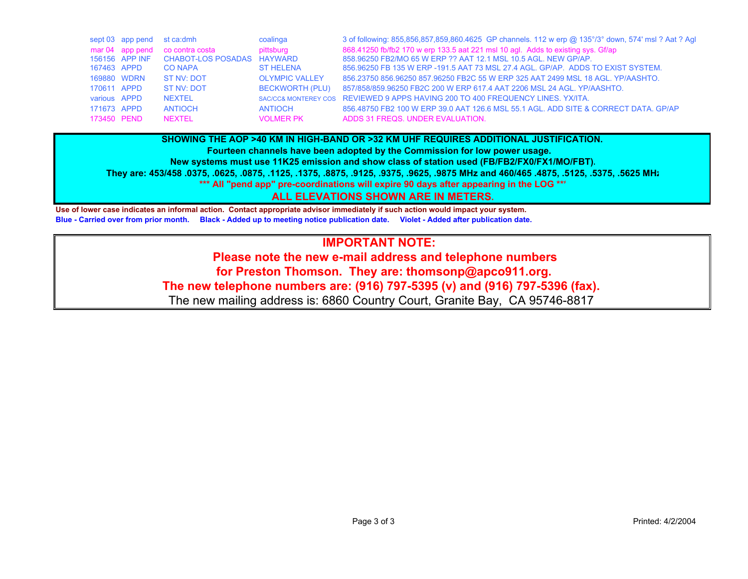| | | | | |
|---|---|---|---|---|
| sept 03 | app pend | st ca:dmh | coalinga | 3 of following: 855,856,857,859,860.4625 GP channels. 112 w erp @ 135°/3° down, 574' msl ? Aat ? Agl |
| mar 04 | app pend | co contra costa | pittsburg | 868.41250 fb/fb2 170 w erp 133.5 aat 221 msl 10 agl. Adds to existing sys. Gf/ap |
| 156156 | APP INF | CHABOT-LOS POSADAS | HAYWARD | 858.96250 FB2/MO 65 W ERP ?? AAT 12.1 MSL 10.5 AGL. NEW GP/AP. |
| 167463 | APPD | CO NAPA | ST HELENA | 856.96250 FB 135 W ERP -191.5 AAT 73 MSL 27.4 AGL. GP/AP. ADDS TO EXIST SYSTEM. |
| 169880 | WDRN | ST NV: DOT | OLYMPIC VALLEY | 856.23750 856.96250 857.96250 FB2C 55 W ERP 325 AAT 2499 MSL 18 AGL. YP/AASHTO. |
| 170611 | APPD | ST NV: DOT | BECKWORTH (PLU) | 857/858/859.96250 FB2C 200 W ERP 617.4 AAT 2206 MSL 24 AGL. YP/AASHTO. |
| various | APPD | NEXTEL | SAC/CC& MONTEREY COS | REVIEWED 9 APPS HAVING 200 TO 400 FREQUENCY LINES. YX/ITA. |
| 171673 | APPD | ANTIOCH | ANTIOCH | 856.48750 FB2 100 W ERP 39.0 AAT 126.6 MSL 55.1 AGL. ADD SITE & CORRECT DATA. GP/AP |
| 173450 | PEND | NEXTEL | VOLMER PK | ADDS 31 FREQS. UNDER EVALUATION. |

**SHOWING THE AOP >40 KM IN HIGH-BAND OR >32 KM UHF REQUIRES ADDITIONAL JUSTIFICATION.**
**Fourteen channels have been adopted by the Commission for low power usage.**
**New systems must use 11K25 emission and show class of station used (FB/FB2/FX0/FX1/MO/FBT).**
**They are: 453/458 .0375, .0625, .0875, .1125, .1375, .8875, .9125, .9375, .9625, .9875 MHz and 460/465 .4875, .5125, .5375, .5625 MHz**
**\*\*\* All "pend app" pre-coordinations will expire 90 days after appearing in the LOG \*\*\***
**ALL ELEVATIONS SHOWN ARE IN METERS.**

**Use of lower case indicates an informal action. Contact appropriate advisor immediately if such action would impact your system.**
**Blue - Carried over from prior month. Black - Added up to meeting notice publication date. Violet - Added after publication date.**

**IMPORTANT NOTE:**
**Please note the new e-mail address and telephone numbers for Preston Thomson. They are: thomsonp@apco911.org.**
**The new telephone numbers are: (916) 797-5395 (v) and (916) 797-5396 (fax).**
The new mailing address is: 6860 Country Court, Granite Bay, CA 95746-8817

Printed: 4/2/2004